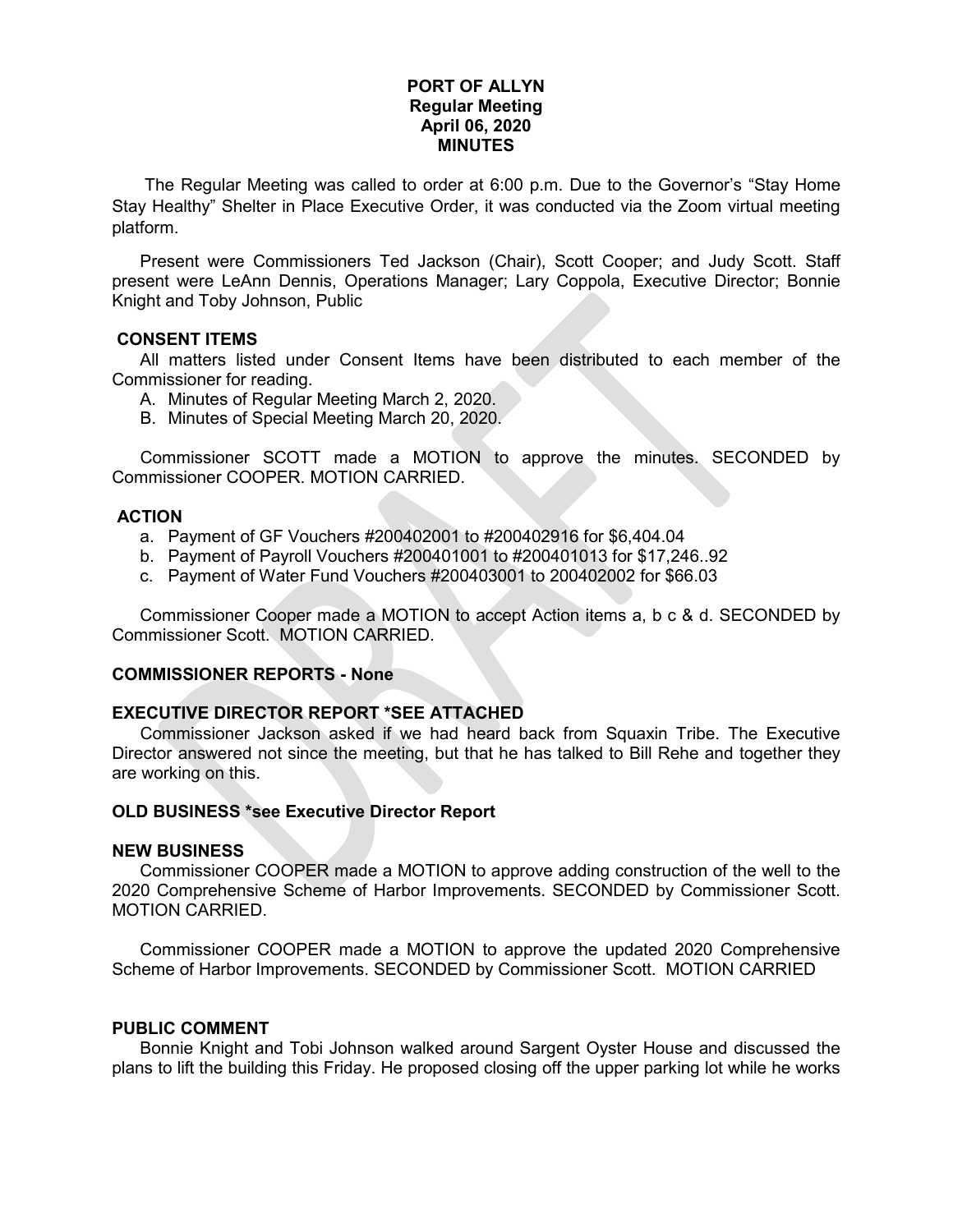# PORT OF ALLYN
## Regular Meeting
## April 06, 2020
## MINUTES

The Regular Meeting was called to order at 6:00 p.m. Due to the Governor's "Stay Home Stay Healthy" Shelter in Place Executive Order, it was conducted via the Zoom virtual meeting platform.

Present were Commissioners Ted Jackson (Chair), Scott Cooper; and Judy Scott. Staff present were LeAnn Dennis, Operations Manager; Lary Coppola, Executive Director; Bonnie Knight and Toby Johnson, Public

### CONSENT ITEMS

All matters listed under Consent Items have been distributed to each member of the Commissioner for reading.

A. Minutes of Regular Meeting March 2, 2020.
B. Minutes of Special Meeting March 20, 2020.

Commissioner SCOTT made a MOTION to approve the minutes. SECONDED by Commissioner COOPER. MOTION CARRIED.

### ACTION

a. Payment of GF Vouchers #200402001 to #200402916 for $6,404.04
b. Payment of Payroll Vouchers #200401001 to #200401013 for $17,246..92
c. Payment of Water Fund Vouchers #200403001 to 200402002 for $66.03

Commissioner Cooper made a MOTION to accept Action items a, b c & d. SECONDED by Commissioner Scott. MOTION CARRIED.

### COMMISSIONER REPORTS - None

### EXECUTIVE DIRECTOR REPORT *SEE ATTACHED

Commissioner Jackson asked if we had heard back from Squaxin Tribe. The Executive Director answered not since the meeting, but that he has talked to Bill Rehe and together they are working on this.

### OLD BUSINESS *see Executive Director Report

### NEW BUSINESS

Commissioner COOPER made a MOTION to approve adding construction of the well to the 2020 Comprehensive Scheme of Harbor Improvements. SECONDED by Commissioner Scott. MOTION CARRIED.

Commissioner COOPER made a MOTION to approve the updated 2020 Comprehensive Scheme of Harbor Improvements. SECONDED by Commissioner Scott. MOTION CARRIED

### PUBLIC COMMENT

Bonnie Knight and Tobi Johnson walked around Sargent Oyster House and discussed the plans to lift the building this Friday. He proposed closing off the upper parking lot while he works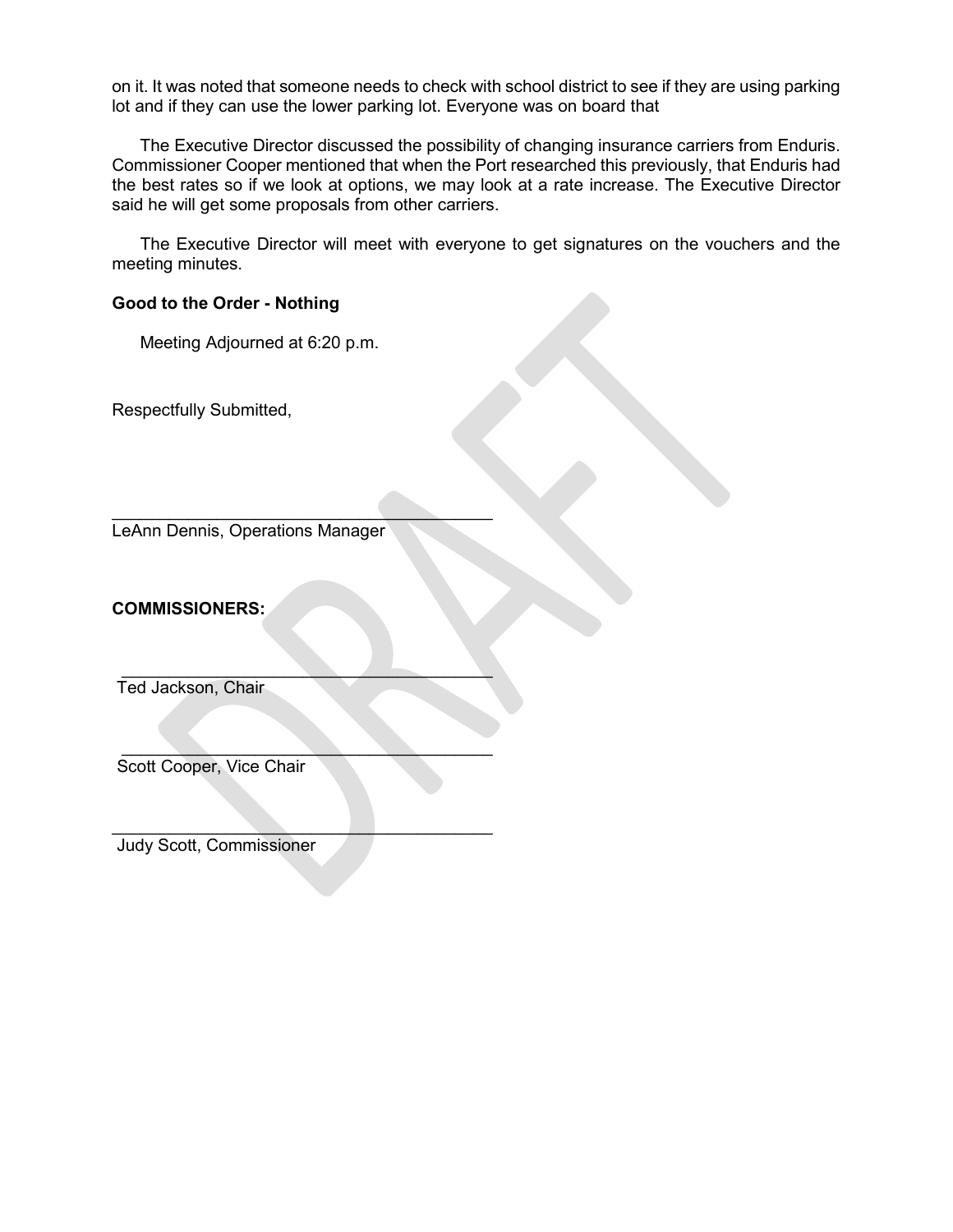on it. It was noted that someone needs to check with school district to see if they are using parking lot and if they can use the lower parking lot. Everyone was on board that

The Executive Director discussed the possibility of changing insurance carriers from Enduris. Commissioner Cooper mentioned that when the Port researched this previously, that Enduris had the best rates so if we look at options, we may look at a rate increase. The Executive Director said he will get some proposals from other carriers.

The Executive Director will meet with everyone to get signatures on the vouchers and the meeting minutes.

**Good to the Order - Nothing**

Meeting Adjourned at 6:20 p.m.

Respectfully Submitted,

\_\_\_\_\_\_\_\_\_\_\_\_\_\_\_\_\_\_\_\_\_\_\_\_\_\_\_\_\_\_\_\_\_\_\_\_\_\_\_\_

LeAnn Dennis, Operations Manager

**COMMISSIONERS:**

\_\_\_\_\_\_\_\_\_\_\_\_\_\_\_\_\_\_\_\_\_\_\_\_\_\_\_\_\_\_\_\_\_\_\_\_\_\_\_\_

Ted Jackson, Chair

\_\_\_\_\_\_\_\_\_\_\_\_\_\_\_\_\_\_\_\_\_\_\_\_\_\_\_\_\_\_\_\_\_\_\_\_\_\_\_\_

Scott Cooper, Vice Chair

\_\_\_\_\_\_\_\_\_\_\_\_\_\_\_\_\_\_\_\_\_\_\_\_\_\_\_\_\_\_\_\_\_\_\_\_\_\_\_\_

Judy Scott, Commissioner